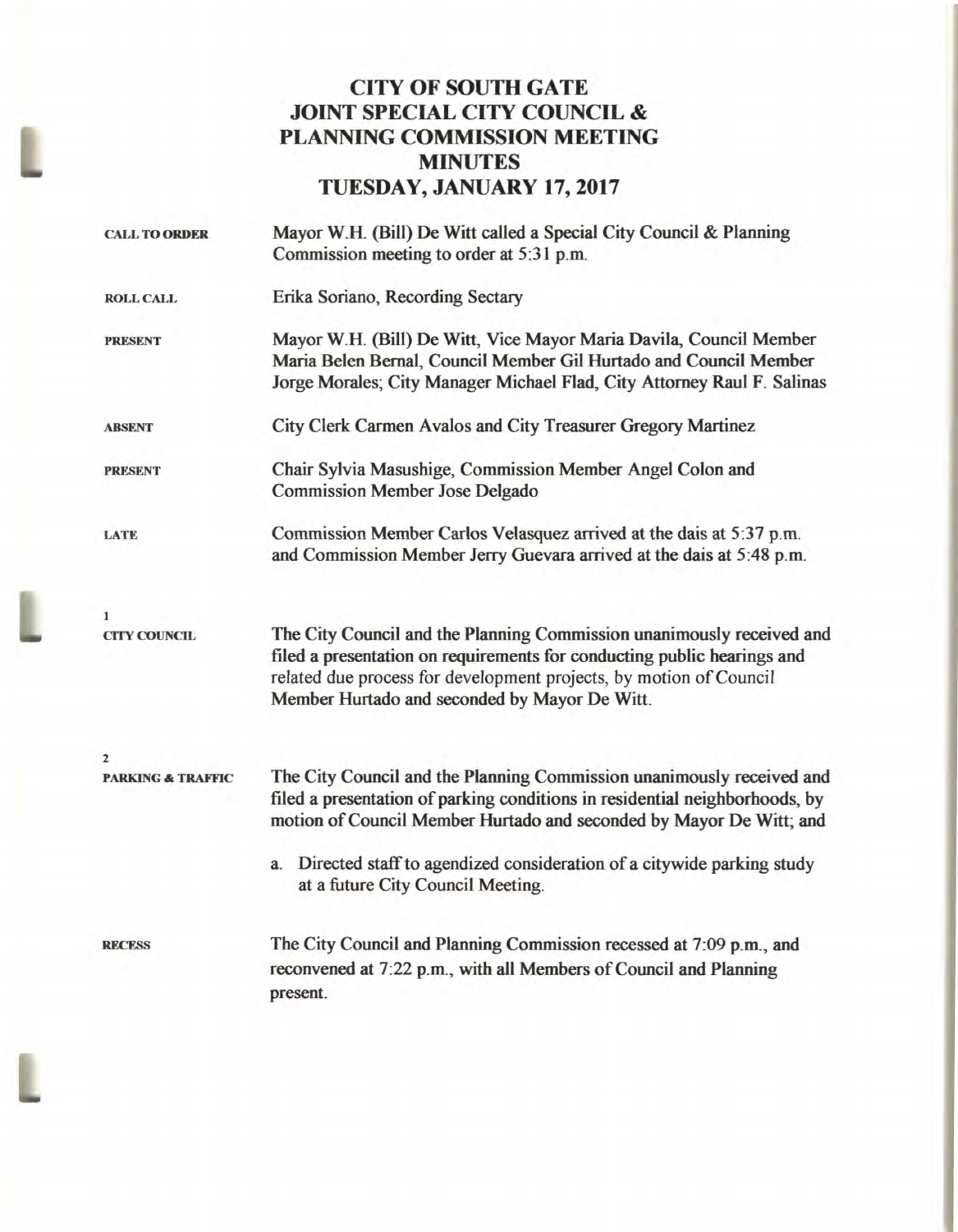# CITY OF SOUTH GATE
# JOINT SPECIAL CITY COUNCIL & PLANNING COMMISSION MEETING
# MINUTES
# TUESDAY, JANUARY 17, 2017

**CALL TO ORDER**

Mayor W.H. (Bill) De Witt called a Special City Council & Planning Commission meeting to order at 5:31 p.m.

**ROLL CALL**

Erika Soriano, Recording Sectary

**PRESENT**

Mayor W.H. (Bill) De Witt, Vice Mayor Maria Davila, Council Member Maria Belen Bernal, Council Member Gil Hurtado and Council Member Jorge Morales; City Manager Michael Flad, City Attorney Raul F. Salinas

**ABSENT**

City Clerk Carmen Avalos and City Treasurer Gregory Martinez

**PRESENT**

Chair Sylvia Masushige, Commission Member Angel Colon and Commission Member Jose Delgado

**LATE**

Commission Member Carlos Velasquez arrived at the dais at 5:37 p.m. and Commission Member Jerry Guevara arrived at the dais at 5:48 p.m.

**1**
**CITY COUNCIL**

The City Council and the Planning Commission unanimously received and filed a presentation on requirements for conducting public hearings and related due process for development projects, by motion of Council Member Hurtado and seconded by Mayor De Witt.

**2**
**PARKING & TRAFFIC**

The City Council and the Planning Commission unanimously received and filed a presentation of parking conditions in residential neighborhoods, by motion of Council Member Hurtado and seconded by Mayor De Witt; and

a. Directed staff to agendized consideration of a citywide parking study at a future City Council Meeting.

**RECESS**

The City Council and Planning Commission recessed at 7:09 p.m., and reconvened at 7:22 p.m., with all Members of Council and Planning present.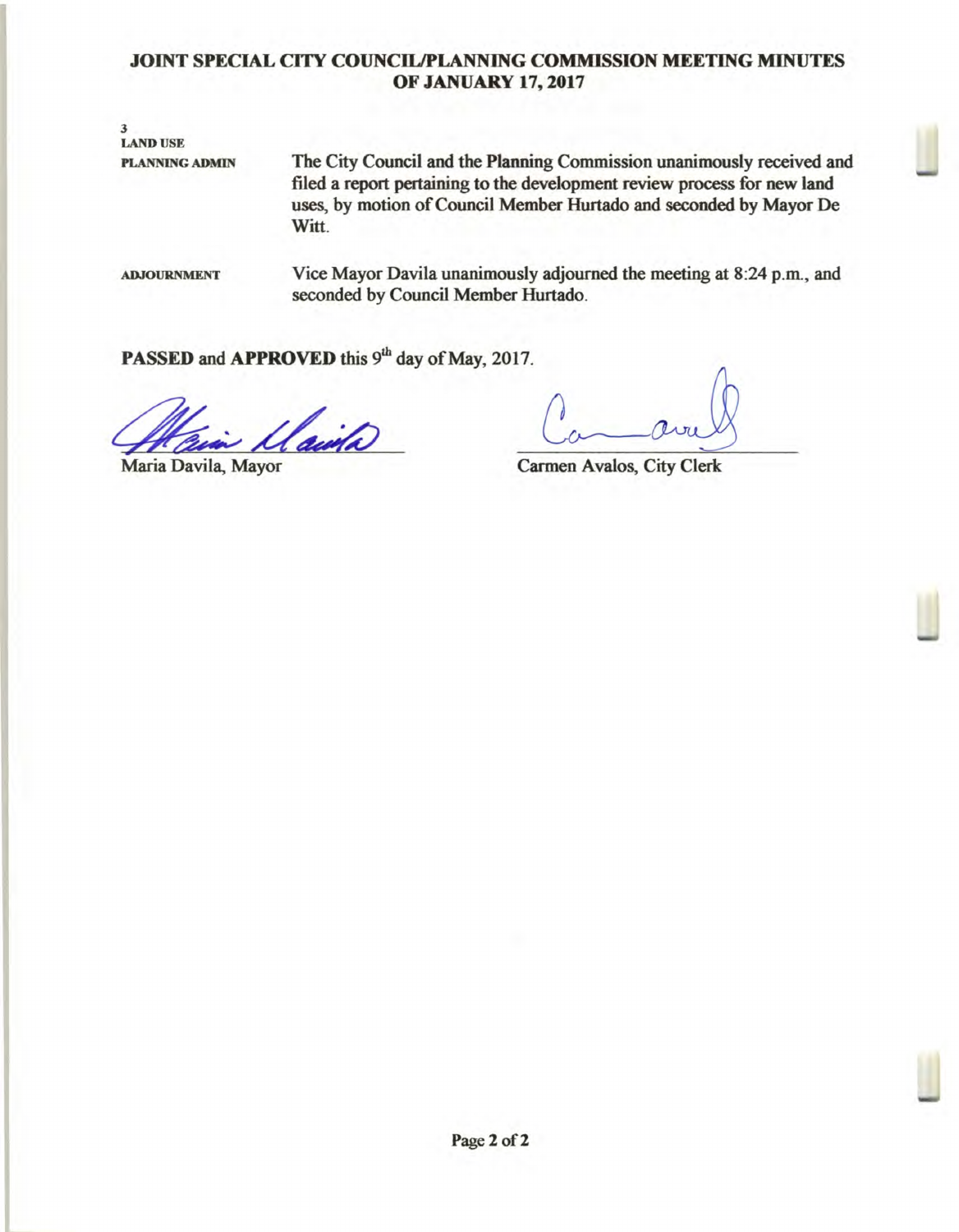**JOINT SPECIAL CITY COUNCIL/PLANNING COMMISSION MEETING MINUTES OF JANUARY 17, 2017**

3
LAND USE
PLANNING ADMIN

The City Council and the Planning Commission unanimously received and filed a report pertaining to the development review process for new land uses, by motion of Council Member Hurtado and seconded by Mayor De Witt.

ADJOURNMENT

Vice Mayor Davila unanimously adjourned the meeting at 8:24 p.m., and seconded by Council Member Hurtado.

**PASSED** and **APPROVED** this 9th day of May, 2017.

Maria Davila, Mayor

Carmen Avalos, City Clerk